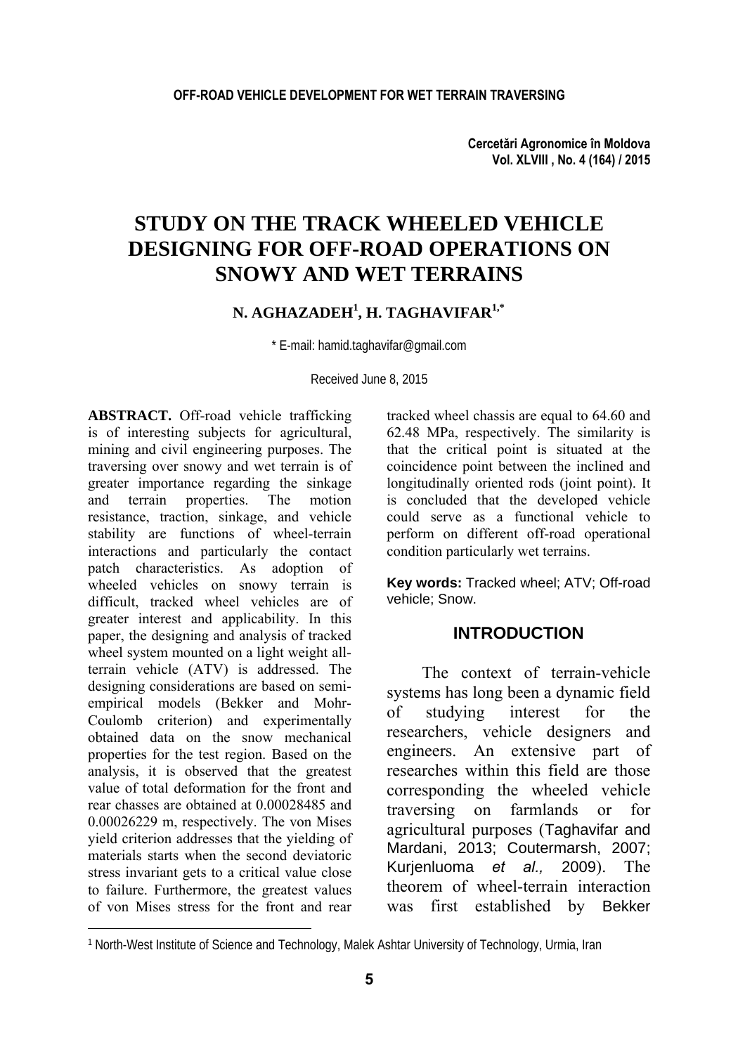# STUDY ON THE TRACK WHEELED VEHICLE DESIGNING FOR OFF-ROAD OPERATIONS ON SNOWY AND WET TERRAINS

**N. AGHAZADEH[1], H. TAGHAVIFAR[1,*]**

\* E-mail: hamid.taghavifar@gmail.com

Received June 8, 2015

**ABSTRACT.** Off-road vehicle trafficking is of interesting subjects for agricultural, mining and civil engineering purposes. The traversing over snowy and wet terrain is of greater importance regarding the sinkage and terrain properties. The motion resistance, traction, sinkage, and vehicle stability are functions of wheel-terrain interactions and particularly the contact patch characteristics. As adoption of wheeled vehicles on snowy terrain is difficult, tracked wheel vehicles are of greater interest and applicability. In this paper, the designing and analysis of tracked wheel system mounted on a light weight all-terrain vehicle (ATV) is addressed. The designing considerations are based on semi-empirical models (Bekker and Mohr-Coulomb criterion) and experimentally obtained data on the snow mechanical properties for the test region. Based on the analysis, it is observed that the greatest value of total deformation for the front and rear chasses are obtained at 0.00028485 and 0.00026229 m, respectively. The von Mises yield criterion addresses that the yielding of materials starts when the second deviatoric stress invariant gets to a critical value close to failure. Furthermore, the greatest values of von Mises stress for the front and rear tracked wheel chassis are equal to 64.60 and 62.48 MPa, respectively. The similarity is that the critical point is situated at the coincidence point between the inclined and longitudinally oriented rods (joint point). It is concluded that the developed vehicle could serve as a functional vehicle to perform on different off-road operational condition particularly wet terrains.

**Key words:** Tracked wheel; ATV; Off-road vehicle; Snow.

## INTRODUCTION

The context of terrain-vehicle systems has long been a dynamic field of studying interest for the researchers, vehicle designers and engineers. An extensive part of researches within this field are those corresponding the wheeled vehicle traversing on farmlands or for agricultural purposes (Taghavifar and Mardani, 2013; Coutermarsh, 2007; Kurjenluoma *et al.,* 2009). The theorem of wheel-terrain interaction was first established by Bekker

[1] North-West Institute of Science and Technology, Malek Ashtar University of Technology, Urmia, Iran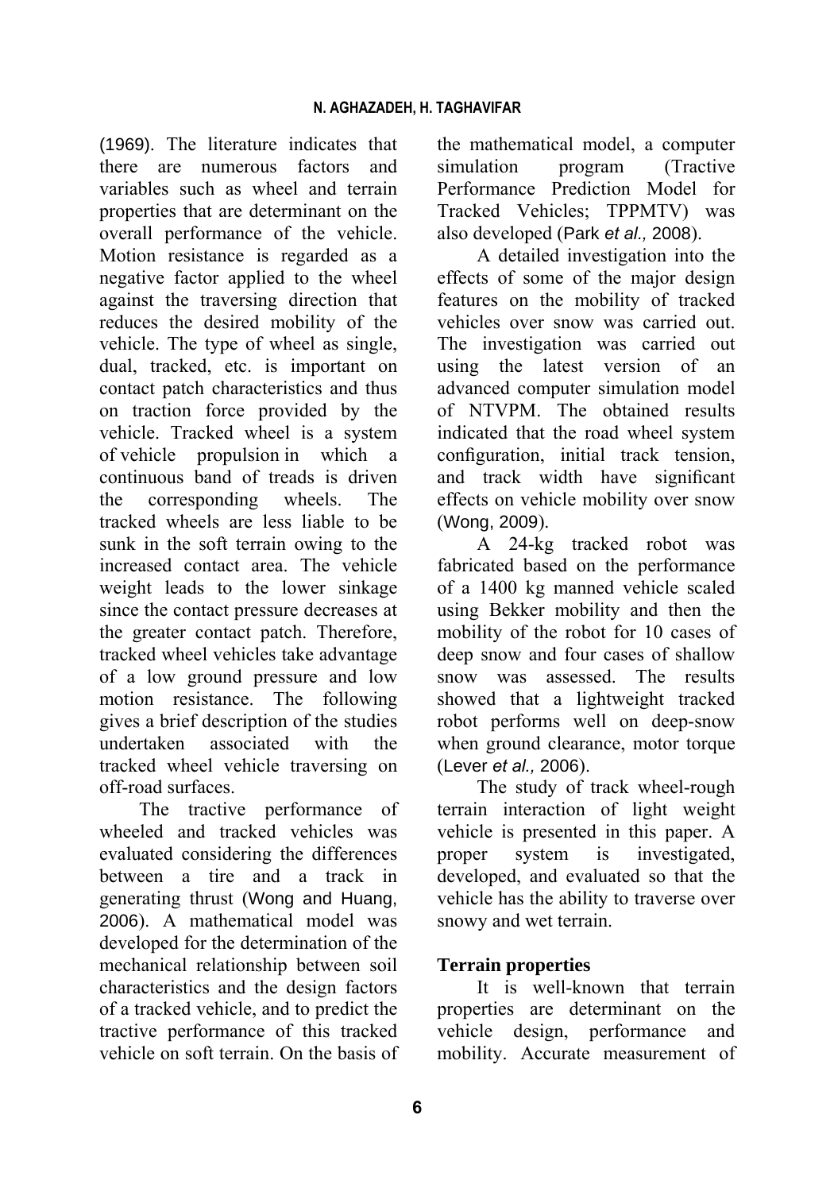(1969). The literature indicates that there are numerous factors and variables such as wheel and terrain properties that are determinant on the overall performance of the vehicle. Motion resistance is regarded as a negative factor applied to the wheel against the traversing direction that reduces the desired mobility of the vehicle. The type of wheel as single, dual, tracked, etc. is important on contact patch characteristics and thus on traction force provided by the vehicle. Tracked wheel is a system of vehicle propulsion in which a continuous band of treads is driven the corresponding wheels. The tracked wheels are less liable to be sunk in the soft terrain owing to the increased contact area. The vehicle weight leads to the lower sinkage since the contact pressure decreases at the greater contact patch. Therefore, tracked wheel vehicles take advantage of a low ground pressure and low motion resistance. The following gives a brief description of the studies undertaken associated with the tracked wheel vehicle traversing on off-road surfaces.

The tractive performance of wheeled and tracked vehicles was evaluated considering the differences between a tire and a track in generating thrust (Wong and Huang, 2006). A mathematical model was developed for the determination of the mechanical relationship between soil characteristics and the design factors of a tracked vehicle, and to predict the tractive performance of this tracked vehicle on soft terrain. On the basis of the mathematical model, a computer simulation program (Tractive Performance Prediction Model for Tracked Vehicles; TPPMTV) was also developed (Park *et al.,* 2008).

A detailed investigation into the effects of some of the major design features on the mobility of tracked vehicles over snow was carried out. The investigation was carried out using the latest version of an advanced computer simulation model of NTVPM. The obtained results indicated that the road wheel system configuration, initial track tension, and track width have significant effects on vehicle mobility over snow (Wong, 2009).

A 24-kg tracked robot was fabricated based on the performance of a 1400 kg manned vehicle scaled using Bekker mobility and then the mobility of the robot for 10 cases of deep snow and four cases of shallow snow was assessed. The results showed that a lightweight tracked robot performs well on deep-snow when ground clearance, motor torque (Lever *et al.,* 2006).

The study of track wheel-rough terrain interaction of light weight vehicle is presented in this paper. A proper system is investigated, developed, and evaluated so that the vehicle has the ability to traverse over snowy and wet terrain.

## Terrain properties

It is well-known that terrain properties are determinant on the vehicle design, performance and mobility. Accurate measurement of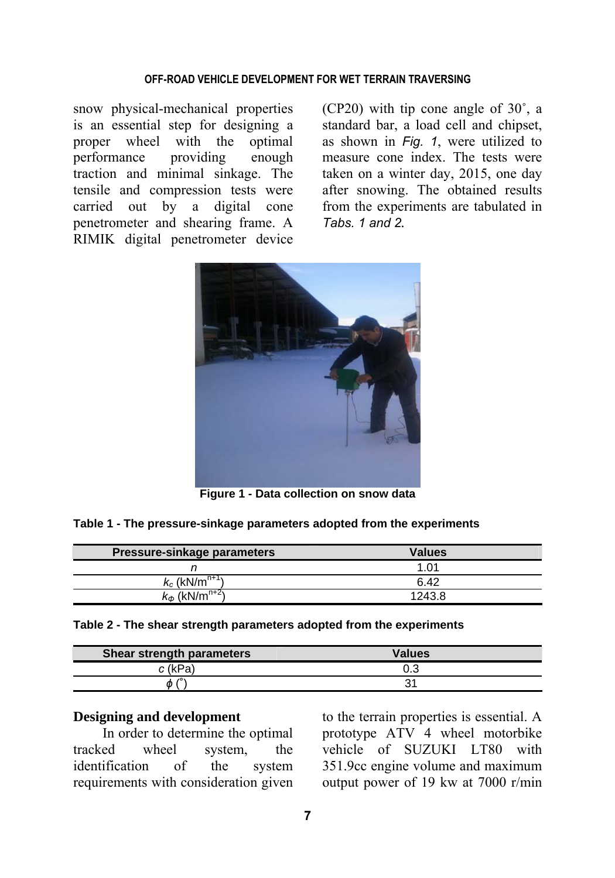snow physical-mechanical properties is an essential step for designing a proper wheel with the optimal performance providing enough traction and minimal sinkage. The tensile and compression tests were carried out by a digital cone penetrometer and shearing frame. A RIMIK digital penetrometer device (CP20) with tip cone angle of 30˚, a standard bar, a load cell and chipset, as shown in *Fig. 1*, were utilized to measure cone index. The tests were taken on a winter day, 2015, one day after snowing. The obtained results from the experiments are tabulated in *Tabs. 1 and 2.*

**Figure 1 - Data collection on snow data**

**Table 1 - The pressure-sinkage parameters adopted from the experiments**

| Pressure-sinkage parameters | Values |
|---|---|
| $n$ | 1.01 |
| $k_c$ (kN/m$^{n+1}$) | 6.42 |
| $k_\Phi$ (kN/m$^{n+2}$) | 1243.8 |

**Table 2 - The shear strength parameters adopted from the experiments**

| Shear strength parameters | Values |
|---|---|
| $c$ (kPa) | 0.3 |
| $\phi$ (˚) | 31 |

## Designing and development

In order to determine the optimal tracked wheel system, the identification of the system requirements with consideration given to the terrain properties is essential. A prototype ATV 4 wheel motorbike vehicle of SUZUKI LT80 with 351.9cc engine volume and maximum output power of 19 kw at 7000 r/min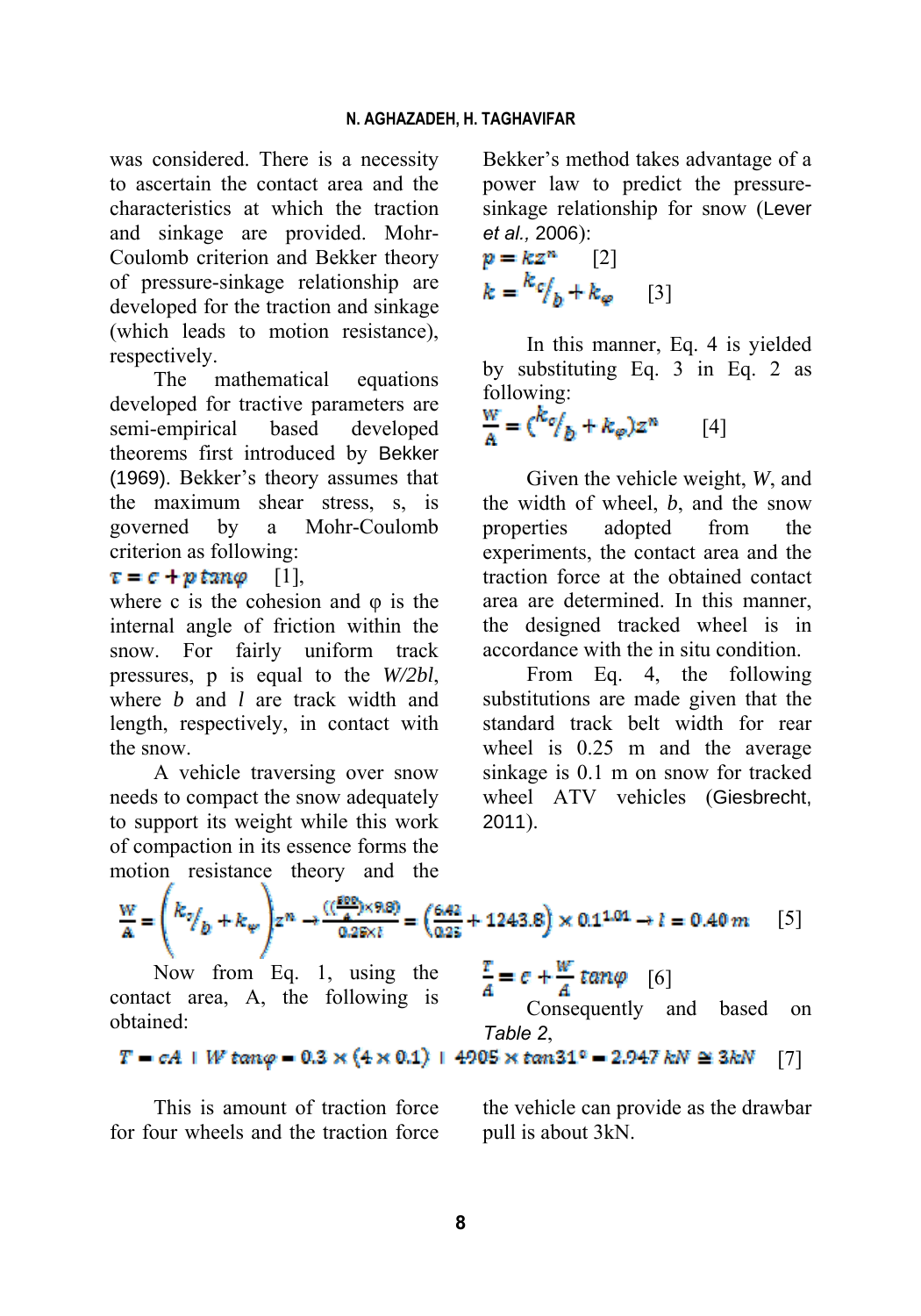was considered. There is a necessity to ascertain the contact area and the characteristics at which the traction and sinkage are provided. Mohr-Coulomb criterion and Bekker theory of pressure-sinkage relationship are developed for the traction and sinkage (which leads to motion resistance), respectively.

The mathematical equations developed for tractive parameters are semi-empirical based developed theorems first introduced by Bekker (1969). Bekker's theory assumes that the maximum shear stress, s, is governed by a Mohr-Coulomb criterion as following:

$$\tau = c + p\tan\varphi \quad [1],$$

where c is the cohesion and φ is the internal angle of friction within the snow. For fairly uniform track pressures, p is equal to the *W/2bl*, where *b* and *l* are track width and length, respectively, in contact with the snow.

A vehicle traversing over snow needs to compact the snow adequately to support its weight while this work of compaction in its essence forms the motion resistance theory and the Bekker's method takes advantage of a power law to predict the pressure-sinkage relationship for snow (Lever *et al.*, 2006):

$$p = kz^n \quad [2]$$

$$k = \frac{k_c}{b} + k_\varphi \quad [3]$$

In this manner, Eq. 4 is yielded by substituting Eq. 3 in Eq. 2 as following:

$$\frac{W}{A} = \left(\frac{k_c}{b} + k_\varphi\right)z^n \quad [4]$$

Given the vehicle weight, *W*, and the width of wheel, *b*, and the snow properties adopted from the experiments, the contact area and the traction force at the obtained contact area are determined. In this manner, the designed tracked wheel is in accordance with the in situ condition.

From Eq. 4, the following substitutions are made given that the standard track belt width for rear wheel is 0.25 m and the average sinkage is 0.1 m on snow for tracked wheel ATV vehicles (Giesbrecht, 2011).

$$\frac{W}{A} = \left(\frac{k_c}{b} + k_\varphi\right)z^n \rightarrow \frac{\left(\left(\frac{800}{4}\right)\times 9.81\right)}{0.25\times l} = \left(\frac{6.42}{0.25} + 1243.8\right)\times 0.1^{1.01} \rightarrow l = 0.40\,m \quad [5]$$

Now from Eq. 1, using the contact area, A, the following is obtained:

$$\frac{T}{A} = c + \frac{W}{A}\tan\varphi \quad [6]$$

Consequently and based on *Table 2*,

$$T = cA + W\tan\varphi = 0.3\times(4\times 0.1) + 4905\times\tan 31° = 2.947\,kN \cong 3kN \quad [7]$$

This is amount of traction force for four wheels and the traction force the vehicle can provide as the drawbar pull is about 3kN.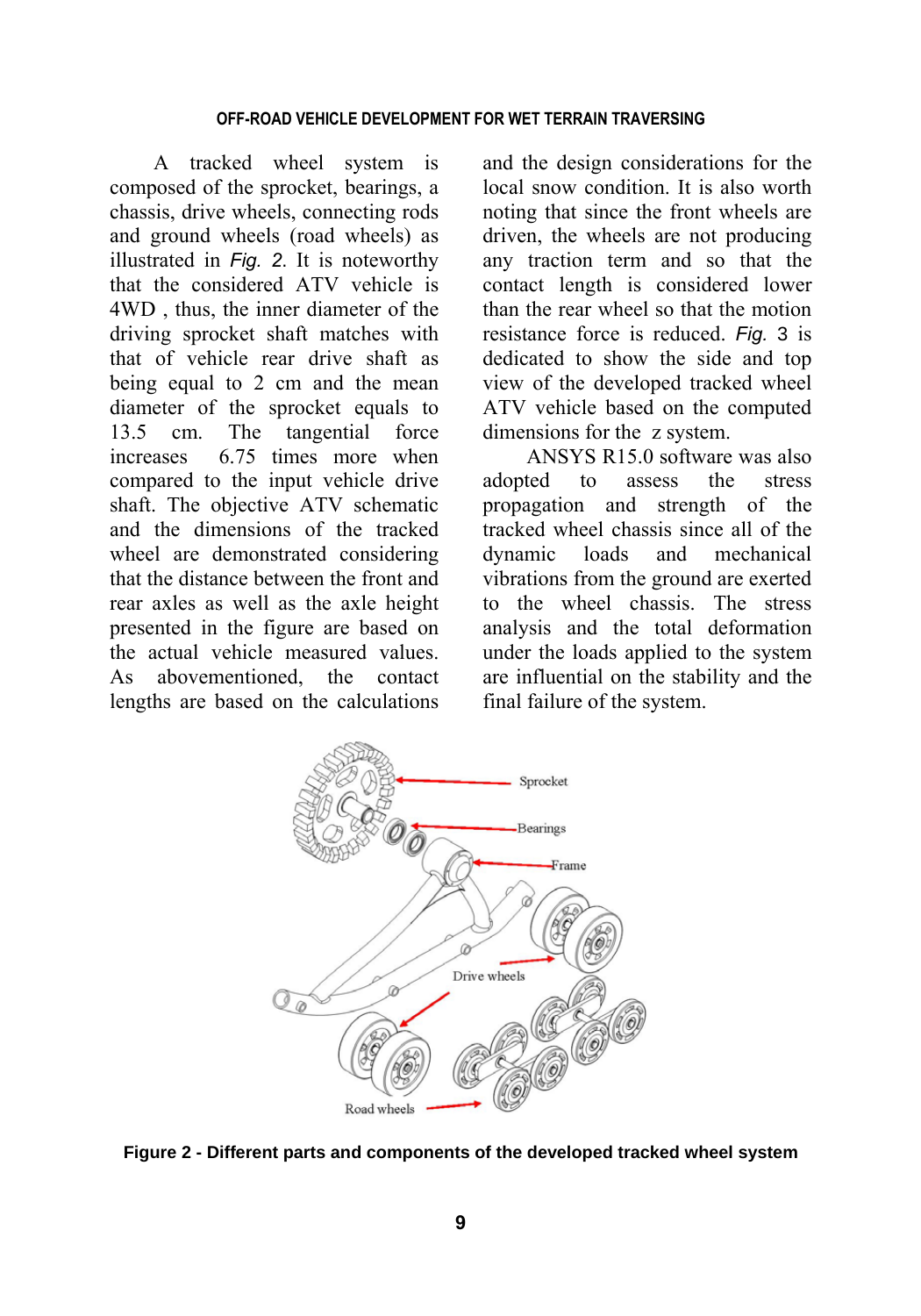A tracked wheel system is composed of the sprocket, bearings, a chassis, drive wheels, connecting rods and ground wheels (road wheels) as illustrated in *Fig. 2*. It is noteworthy that the considered ATV vehicle is 4WD , thus, the inner diameter of the driving sprocket shaft matches with that of vehicle rear drive shaft as being equal to 2 cm and the mean diameter of the sprocket equals to 13.5 cm. The tangential force increases 6.75 times more when compared to the input vehicle drive shaft. The objective ATV schematic and the dimensions of the tracked wheel are demonstrated considering that the distance between the front and rear axles as well as the axle height presented in the figure are based on the actual vehicle measured values. As abovementioned, the contact lengths are based on the calculations and the design considerations for the local snow condition. It is also worth noting that since the front wheels are driven, the wheels are not producing any traction term and so that the contact length is considered lower than the rear wheel so that the motion resistance force is reduced. *Fig.* 3 is dedicated to show the side and top view of the developed tracked wheel ATV vehicle based on the computed dimensions for the z system.

ANSYS R15.0 software was also adopted to assess the stress propagation and strength of the tracked wheel chassis since all of the dynamic loads and mechanical vibrations from the ground are exerted to the wheel chassis. The stress analysis and the total deformation under the loads applied to the system are influential on the stability and the final failure of the system.

**Figure 2 - Different parts and components of the developed tracked wheel system**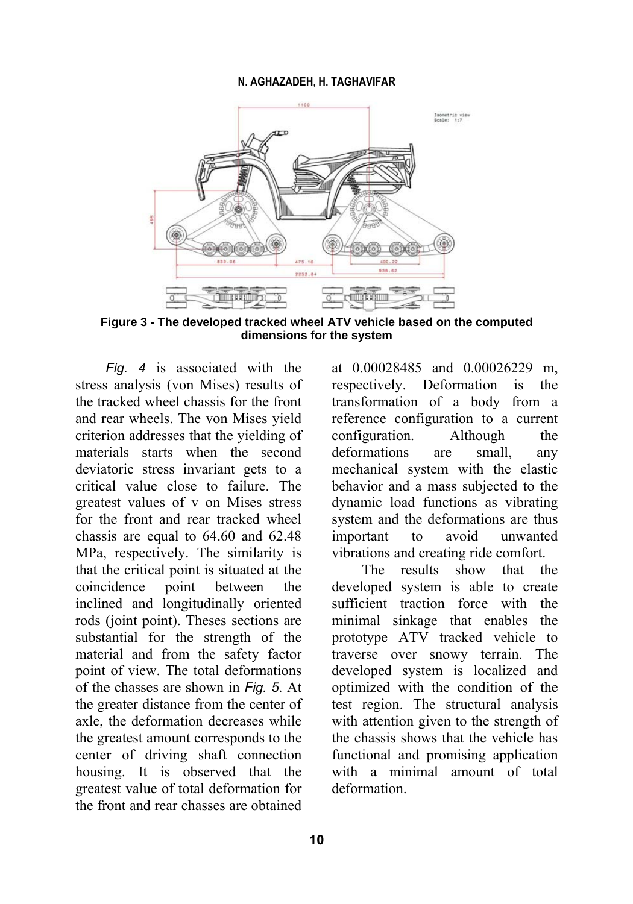**Figure 3 - The developed tracked wheel ATV vehicle based on the computed dimensions for the system**

*Fig. 4* is associated with the stress analysis (von Mises) results of the tracked wheel chassis for the front and rear wheels. The von Mises yield criterion addresses that the yielding of materials starts when the second deviatoric stress invariant gets to a critical value close to failure. The greatest values of v on Mises stress for the front and rear tracked wheel chassis are equal to 64.60 and 62.48 MPa, respectively. The similarity is that the critical point is situated at the coincidence point between the inclined and longitudinally oriented rods (joint point). Theses sections are substantial for the strength of the material and from the safety factor point of view. The total deformations of the chasses are shown in *Fig. 5*. At the greater distance from the center of axle, the deformation decreases while the greatest amount corresponds to the center of driving shaft connection housing. It is observed that the greatest value of total deformation for the front and rear chasses are obtained at 0.00028485 and 0.00026229 m, respectively. Deformation is the transformation of a body from a reference configuration to a current configuration. Although the deformations are small, any mechanical system with the elastic behavior and a mass subjected to the dynamic load functions as vibrating system and the deformations are thus important to avoid unwanted vibrations and creating ride comfort.

The results show that the developed system is able to create sufficient traction force with the minimal sinkage that enables the prototype ATV tracked vehicle to traverse over snowy terrain. The developed system is localized and optimized with the condition of the test region. The structural analysis with attention given to the strength of the chassis shows that the vehicle has functional and promising application with a minimal amount of total deformation.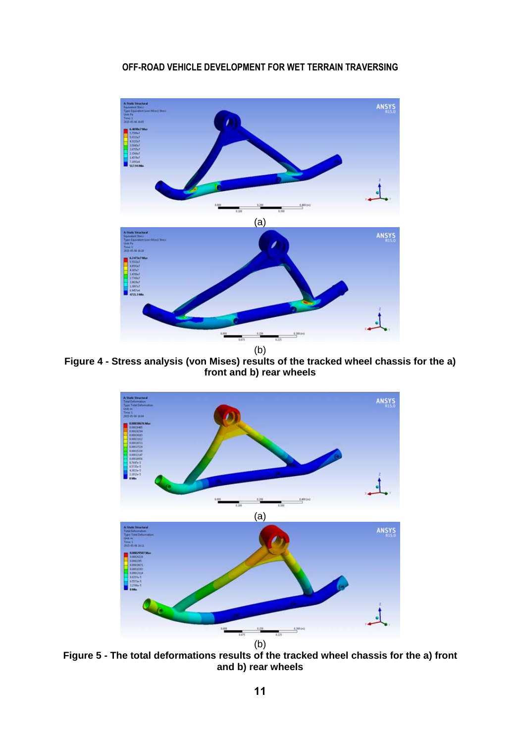(a)

(b)

**Figure 4 - Stress analysis (von Mises) results of the tracked wheel chassis for the a) front and b) rear wheels**

(a)

(b)

**Figure 5 - The total deformations results of the tracked wheel chassis for the a) front and b) rear wheels**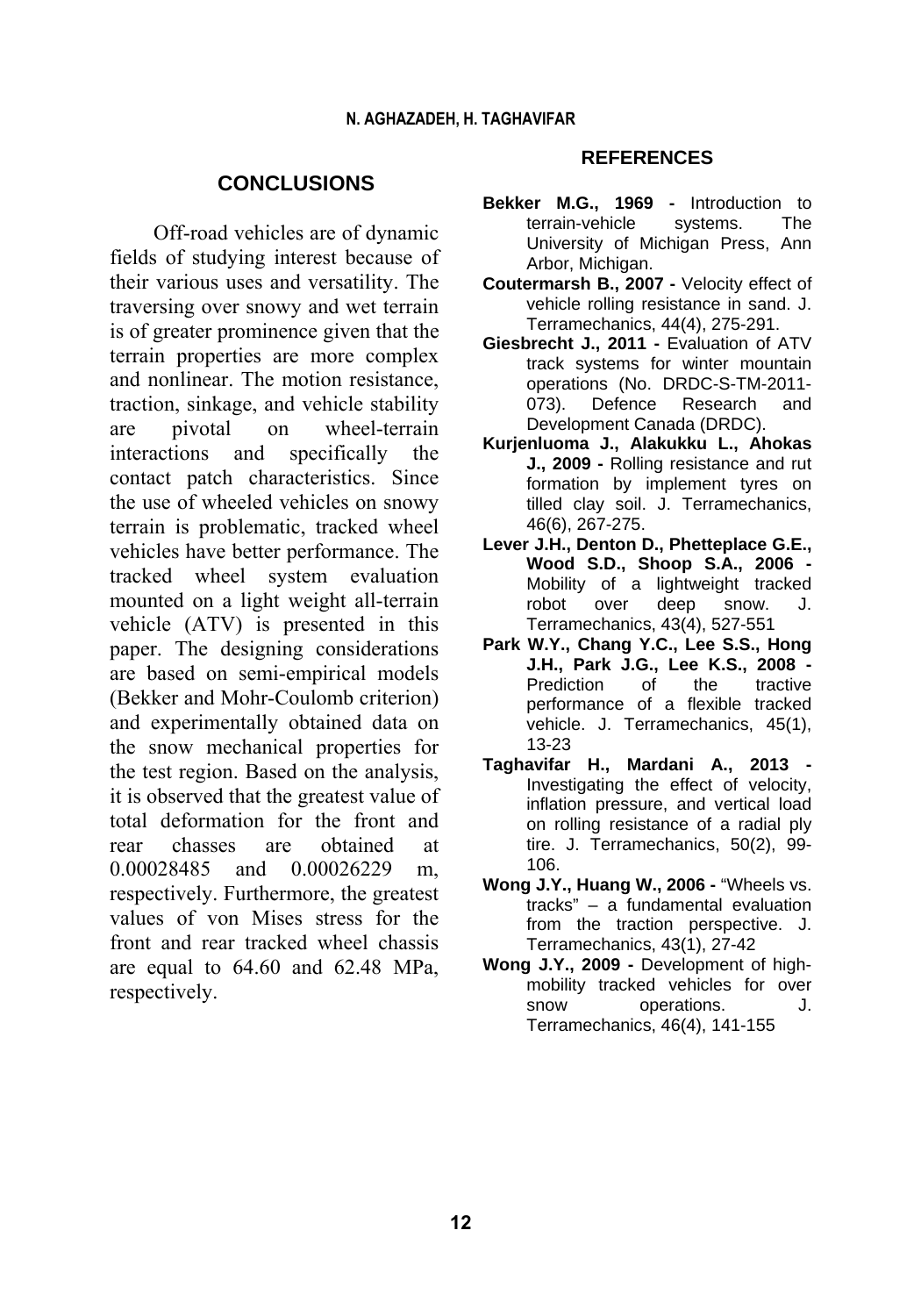## CONCLUSIONS

Off-road vehicles are of dynamic fields of studying interest because of their various uses and versatility. The traversing over snowy and wet terrain is of greater prominence given that the terrain properties are more complex and nonlinear. The motion resistance, traction, sinkage, and vehicle stability are pivotal on wheel-terrain interactions and specifically the contact patch characteristics. Since the use of wheeled vehicles on snowy terrain is problematic, tracked wheel vehicles have better performance. The tracked wheel system evaluation mounted on a light weight all-terrain vehicle (ATV) is presented in this paper. The designing considerations are based on semi-empirical models (Bekker and Mohr-Coulomb criterion) and experimentally obtained data on the snow mechanical properties for the test region. Based on the analysis, it is observed that the greatest value of total deformation for the front and rear chasses are obtained at 0.00028485 and 0.00026229 m, respectively. Furthermore, the greatest values of von Mises stress for the front and rear tracked wheel chassis are equal to 64.60 and 62.48 MPa, respectively.

## REFERENCES

**Bekker M.G., 1969 -** Introduction to terrain-vehicle systems. The University of Michigan Press, Ann Arbor, Michigan.

**Coutermarsh B., 2007 -** Velocity effect of vehicle rolling resistance in sand. J. Terramechanics, 44(4), 275-291.

**Giesbrecht J., 2011 -** Evaluation of ATV track systems for winter mountain operations (No. DRDC-S-TM-2011-073). Defence Research and Development Canada (DRDC).

**Kurjenluoma J., Alakukku L., Ahokas J., 2009 -** Rolling resistance and rut formation by implement tyres on tilled clay soil. J. Terramechanics, 46(6), 267-275.

**Lever J.H., Denton D., Phetteplace G.E., Wood S.D., Shoop S.A., 2006 -** Mobility of a lightweight tracked robot over deep snow. J. Terramechanics, 43(4), 527-551

**Park W.Y., Chang Y.C., Lee S.S., Hong J.H., Park J.G., Lee K.S., 2008 -** Prediction of the tractive performance of a flexible tracked vehicle. J. Terramechanics, 45(1), 13-23

**Taghavifar H., Mardani A., 2013 -** Investigating the effect of velocity, inflation pressure, and vertical load on rolling resistance of a radial ply tire. J. Terramechanics, 50(2), 99-106.

**Wong J.Y., Huang W., 2006 -** "Wheels vs. tracks" – a fundamental evaluation from the traction perspective. J. Terramechanics, 43(1), 27-42

**Wong J.Y., 2009 -** Development of high-mobility tracked vehicles for over snow operations. J. Terramechanics, 46(4), 141-155